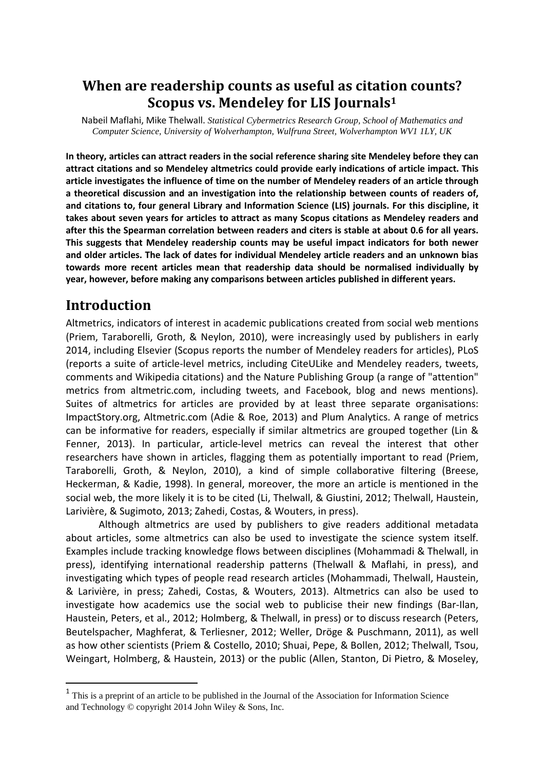# When are readership counts as useful as citation counts? Scopus vs. Mendeley for LIS Journals[1]

Nabeil Maflahi, Mike Thelwall. *Statistical Cybermetrics Research Group, School of Mathematics and Computer Science, University of Wolverhampton, Wulfruna Street, Wolverhampton WV1 1LY, UK*

**In theory, articles can attract readers in the social reference sharing site Mendeley before they can attract citations and so Mendeley altmetrics could provide early indications of article impact. This article investigates the influence of time on the number of Mendeley readers of an article through a theoretical discussion and an investigation into the relationship between counts of readers of, and citations to, four general Library and Information Science (LIS) journals. For this discipline, it takes about seven years for articles to attract as many Scopus citations as Mendeley readers and after this the Spearman correlation between readers and citers is stable at about 0.6 for all years. This suggests that Mendeley readership counts may be useful impact indicators for both newer and older articles. The lack of dates for individual Mendeley article readers and an unknown bias towards more recent articles mean that readership data should be normalised individually by year, however, before making any comparisons between articles published in different years.**

## Introduction

Altmetrics, indicators of interest in academic publications created from social web mentions (Priem, Taraborelli, Groth, & Neylon, 2010), were increasingly used by publishers in early 2014, including Elsevier (Scopus reports the number of Mendeley readers for articles), PLoS (reports a suite of article-level metrics, including CiteULike and Mendeley readers, tweets, comments and Wikipedia citations) and the Nature Publishing Group (a range of "attention" metrics from altmetric.com, including tweets, and Facebook, blog and news mentions). Suites of altmetrics for articles are provided by at least three separate organisations: ImpactStory.org, Altmetric.com (Adie & Roe, 2013) and Plum Analytics. A range of metrics can be informative for readers, especially if similar altmetrics are grouped together (Lin & Fenner, 2013). In particular, article-level metrics can reveal the interest that other researchers have shown in articles, flagging them as potentially important to read (Priem, Taraborelli, Groth, & Neylon, 2010), a kind of simple collaborative filtering (Breese, Heckerman, & Kadie, 1998). In general, moreover, the more an article is mentioned in the social web, the more likely it is to be cited (Li, Thelwall, & Giustini, 2012; Thelwall, Haustein, Larivière, & Sugimoto, 2013; Zahedi, Costas, & Wouters, in press).

Although altmetrics are used by publishers to give readers additional metadata about articles, some altmetrics can also be used to investigate the science system itself. Examples include tracking knowledge flows between disciplines (Mohammadi & Thelwall, in press), identifying international readership patterns (Thelwall & Maflahi, in press), and investigating which types of people read research articles (Mohammadi, Thelwall, Haustein, & Larivière, in press; Zahedi, Costas, & Wouters, 2013). Altmetrics can also be used to investigate how academics use the social web to publicise their new findings (Bar-Ilan, Haustein, Peters, et al., 2012; Holmberg, & Thelwall, in press) or to discuss research (Peters, Beutelspacher, Maghferat, & Terliesner, 2012; Weller, Dröge & Puschmann, 2011), as well as how other scientists (Priem & Costello, 2010; Shuai, Pepe, & Bollen, 2012; Thelwall, Tsou, Weingart, Holmberg, & Haustein, 2013) or the public (Allen, Stanton, Di Pietro, & Moseley,

---

[1] This is a preprint of an article to be published in the Journal of the Association for Information Science and Technology © copyright 2014 John Wiley & Sons, Inc.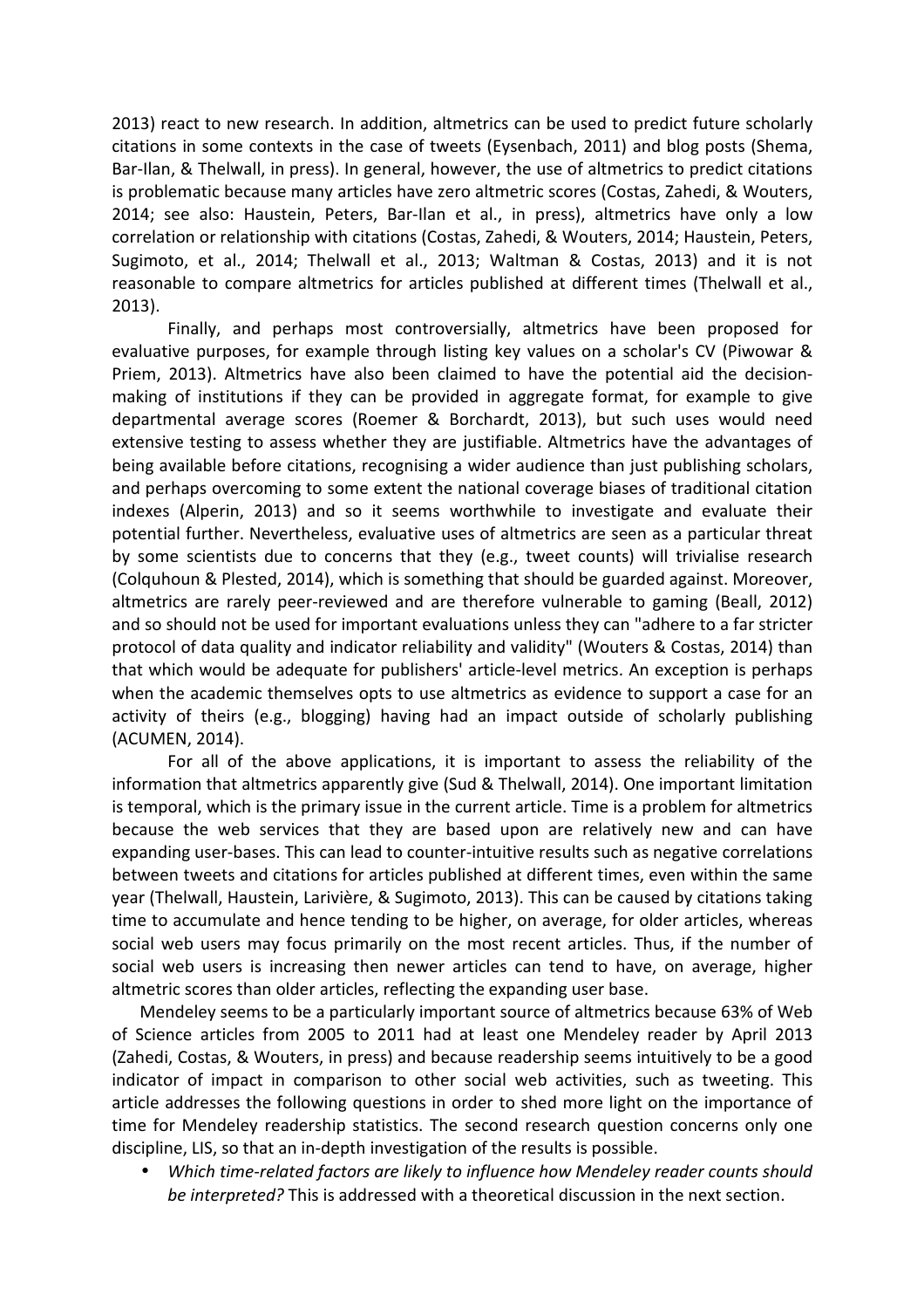2013) react to new research. In addition, altmetrics can be used to predict future scholarly citations in some contexts in the case of tweets (Eysenbach, 2011) and blog posts (Shema, Bar-Ilan, & Thelwall, in press). In general, however, the use of altmetrics to predict citations is problematic because many articles have zero altmetric scores (Costas, Zahedi, & Wouters, 2014; see also: Haustein, Peters, Bar-Ilan et al., in press), altmetrics have only a low correlation or relationship with citations (Costas, Zahedi, & Wouters, 2014; Haustein, Peters, Sugimoto, et al., 2014; Thelwall et al., 2013; Waltman & Costas, 2013) and it is not reasonable to compare altmetrics for articles published at different times (Thelwall et al., 2013).

Finally, and perhaps most controversially, altmetrics have been proposed for evaluative purposes, for example through listing key values on a scholar's CV (Piwowar & Priem, 2013). Altmetrics have also been claimed to have the potential aid the decision-making of institutions if they can be provided in aggregate format, for example to give departmental average scores (Roemer & Borchardt, 2013), but such uses would need extensive testing to assess whether they are justifiable. Altmetrics have the advantages of being available before citations, recognising a wider audience than just publishing scholars, and perhaps overcoming to some extent the national coverage biases of traditional citation indexes (Alperin, 2013) and so it seems worthwhile to investigate and evaluate their potential further. Nevertheless, evaluative uses of altmetrics are seen as a particular threat by some scientists due to concerns that they (e.g., tweet counts) will trivialise research (Colquhoun & Plested, 2014), which is something that should be guarded against. Moreover, altmetrics are rarely peer-reviewed and are therefore vulnerable to gaming (Beall, 2012) and so should not be used for important evaluations unless they can "adhere to a far stricter protocol of data quality and indicator reliability and validity" (Wouters & Costas, 2014) than that which would be adequate for publishers' article-level metrics. An exception is perhaps when the academic themselves opts to use altmetrics as evidence to support a case for an activity of theirs (e.g., blogging) having had an impact outside of scholarly publishing (ACUMEN, 2014).

For all of the above applications, it is important to assess the reliability of the information that altmetrics apparently give (Sud & Thelwall, 2014). One important limitation is temporal, which is the primary issue in the current article. Time is a problem for altmetrics because the web services that they are based upon are relatively new and can have expanding user-bases. This can lead to counter-intuitive results such as negative correlations between tweets and citations for articles published at different times, even within the same year (Thelwall, Haustein, Larivière, & Sugimoto, 2013). This can be caused by citations taking time to accumulate and hence tending to be higher, on average, for older articles, whereas social web users may focus primarily on the most recent articles. Thus, if the number of social web users is increasing then newer articles can tend to have, on average, higher altmetric scores than older articles, reflecting the expanding user base.

Mendeley seems to be a particularly important source of altmetrics because 63% of Web of Science articles from 2005 to 2011 had at least one Mendeley reader by April 2013 (Zahedi, Costas, & Wouters, in press) and because readership seems intuitively to be a good indicator of impact in comparison to other social web activities, such as tweeting. This article addresses the following questions in order to shed more light on the importance of time for Mendeley readership statistics. The second research question concerns only one discipline, LIS, so that an in-depth investigation of the results is possible.

- *Which time-related factors are likely to influence how Mendeley reader counts should be interpreted?* This is addressed with a theoretical discussion in the next section.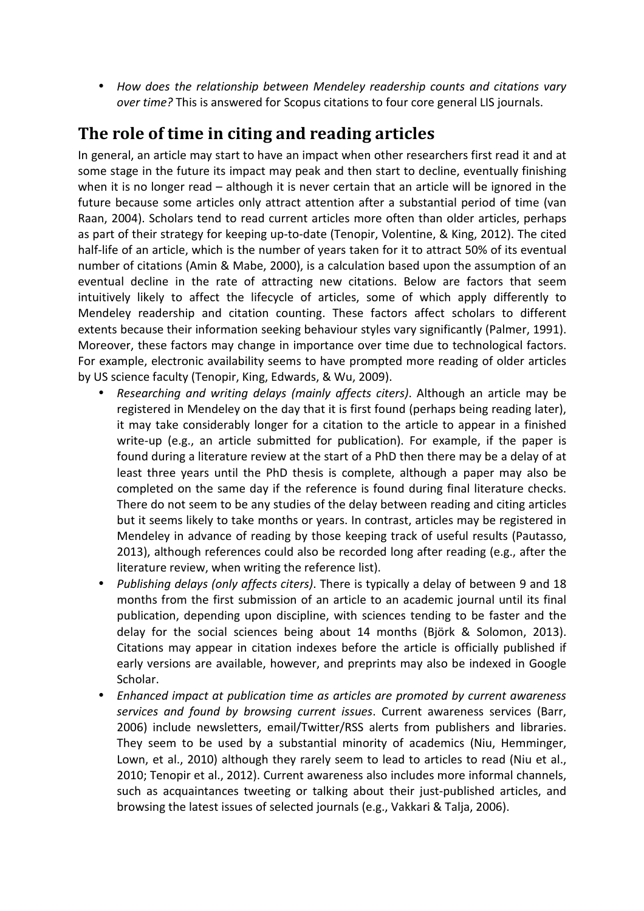- *How does the relationship between Mendeley readership counts and citations vary over time?* This is answered for Scopus citations to four core general LIS journals.

## The role of time in citing and reading articles

In general, an article may start to have an impact when other researchers first read it and at some stage in the future its impact may peak and then start to decline, eventually finishing when it is no longer read – although it is never certain that an article will be ignored in the future because some articles only attract attention after a substantial period of time (van Raan, 2004). Scholars tend to read current articles more often than older articles, perhaps as part of their strategy for keeping up-to-date (Tenopir, Volentine, & King, 2012). The cited half-life of an article, which is the number of years taken for it to attract 50% of its eventual number of citations (Amin & Mabe, 2000), is a calculation based upon the assumption of an eventual decline in the rate of attracting new citations. Below are factors that seem intuitively likely to affect the lifecycle of articles, some of which apply differently to Mendeley readership and citation counting. These factors affect scholars to different extents because their information seeking behaviour styles vary significantly (Palmer, 1991). Moreover, these factors may change in importance over time due to technological factors. For example, electronic availability seems to have prompted more reading of older articles by US science faculty (Tenopir, King, Edwards, & Wu, 2009).

- *Researching and writing delays (mainly affects citers)*. Although an article may be registered in Mendeley on the day that it is first found (perhaps being reading later), it may take considerably longer for a citation to the article to appear in a finished write-up (e.g., an article submitted for publication). For example, if the paper is found during a literature review at the start of a PhD then there may be a delay of at least three years until the PhD thesis is complete, although a paper may also be completed on the same day if the reference is found during final literature checks. There do not seem to be any studies of the delay between reading and citing articles but it seems likely to take months or years. In contrast, articles may be registered in Mendeley in advance of reading by those keeping track of useful results (Pautasso, 2013), although references could also be recorded long after reading (e.g., after the literature review, when writing the reference list).
- *Publishing delays (only affects citers)*. There is typically a delay of between 9 and 18 months from the first submission of an article to an academic journal until its final publication, depending upon discipline, with sciences tending to be faster and the delay for the social sciences being about 14 months (Björk & Solomon, 2013). Citations may appear in citation indexes before the article is officially published if early versions are available, however, and preprints may also be indexed in Google Scholar.
- *Enhanced impact at publication time as articles are promoted by current awareness services and found by browsing current issues*. Current awareness services (Barr, 2006) include newsletters, email/Twitter/RSS alerts from publishers and libraries. They seem to be used by a substantial minority of academics (Niu, Hemminger, Lown, et al., 2010) although they rarely seem to lead to articles to read (Niu et al., 2010; Tenopir et al., 2012). Current awareness also includes more informal channels, such as acquaintances tweeting or talking about their just-published articles, and browsing the latest issues of selected journals (e.g., Vakkari & Talja, 2006).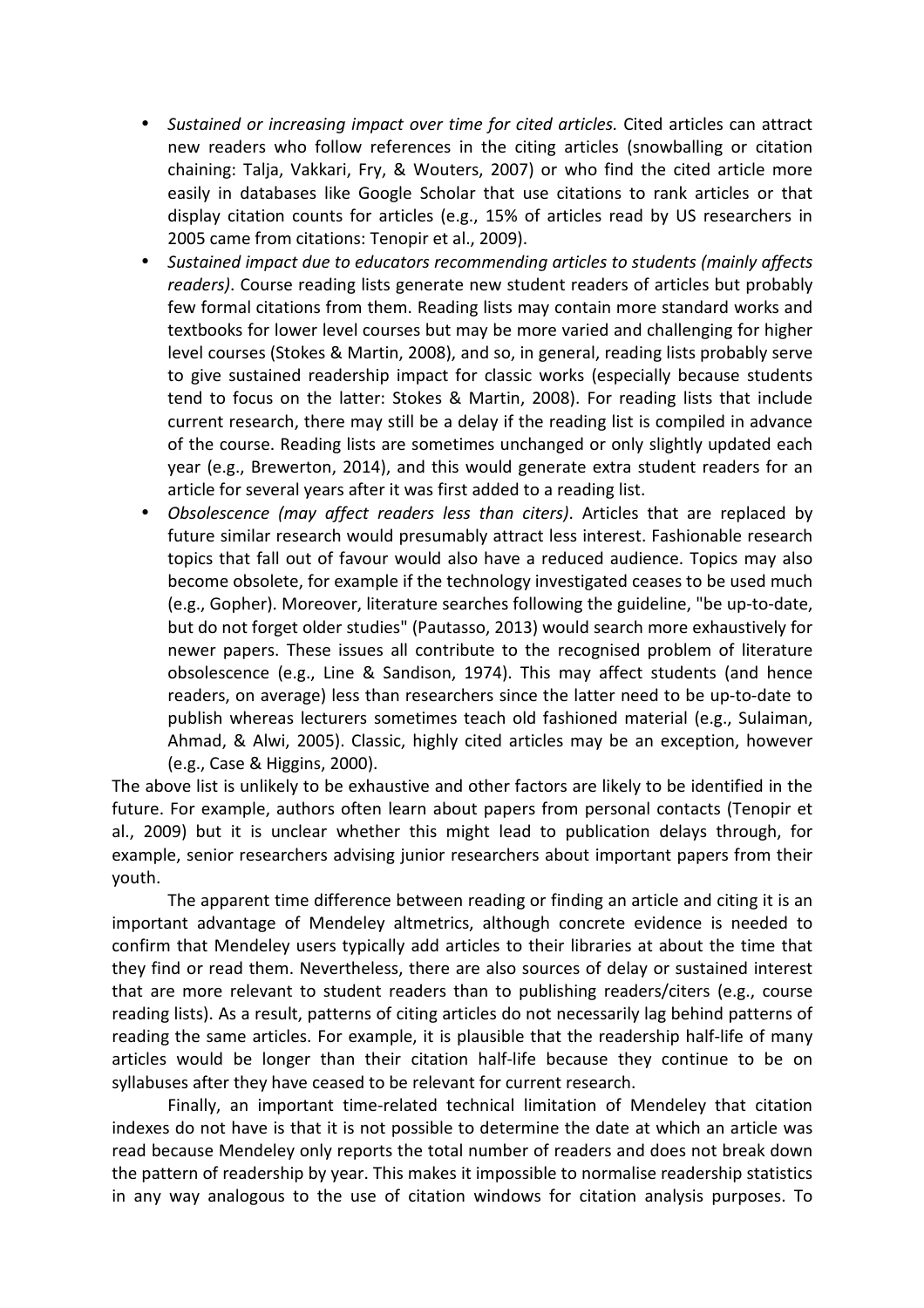- *Sustained or increasing impact over time for cited articles.* Cited articles can attract new readers who follow references in the citing articles (snowballing or citation chaining: Talja, Vakkari, Fry, & Wouters, 2007) or who find the cited article more easily in databases like Google Scholar that use citations to rank articles or that display citation counts for articles (e.g., 15% of articles read by US researchers in 2005 came from citations: Tenopir et al., 2009).
- *Sustained impact due to educators recommending articles to students (mainly affects readers)*. Course reading lists generate new student readers of articles but probably few formal citations from them. Reading lists may contain more standard works and textbooks for lower level courses but may be more varied and challenging for higher level courses (Stokes & Martin, 2008), and so, in general, reading lists probably serve to give sustained readership impact for classic works (especially because students tend to focus on the latter: Stokes & Martin, 2008). For reading lists that include current research, there may still be a delay if the reading list is compiled in advance of the course. Reading lists are sometimes unchanged or only slightly updated each year (e.g., Brewerton, 2014), and this would generate extra student readers for an article for several years after it was first added to a reading list.
- *Obsolescence (may affect readers less than citers)*. Articles that are replaced by future similar research would presumably attract less interest. Fashionable research topics that fall out of favour would also have a reduced audience. Topics may also become obsolete, for example if the technology investigated ceases to be used much (e.g., Gopher). Moreover, literature searches following the guideline, "be up-to-date, but do not forget older studies" (Pautasso, 2013) would search more exhaustively for newer papers. These issues all contribute to the recognised problem of literature obsolescence (e.g., Line & Sandison, 1974). This may affect students (and hence readers, on average) less than researchers since the latter need to be up-to-date to publish whereas lecturers sometimes teach old fashioned material (e.g., Sulaiman, Ahmad, & Alwi, 2005). Classic, highly cited articles may be an exception, however (e.g., Case & Higgins, 2000).

The above list is unlikely to be exhaustive and other factors are likely to be identified in the future. For example, authors often learn about papers from personal contacts (Tenopir et al., 2009) but it is unclear whether this might lead to publication delays through, for example, senior researchers advising junior researchers about important papers from their youth.

The apparent time difference between reading or finding an article and citing it is an important advantage of Mendeley altmetrics, although concrete evidence is needed to confirm that Mendeley users typically add articles to their libraries at about the time that they find or read them. Nevertheless, there are also sources of delay or sustained interest that are more relevant to student readers than to publishing readers/citers (e.g., course reading lists). As a result, patterns of citing articles do not necessarily lag behind patterns of reading the same articles. For example, it is plausible that the readership half-life of many articles would be longer than their citation half-life because they continue to be on syllabuses after they have ceased to be relevant for current research.

Finally, an important time-related technical limitation of Mendeley that citation indexes do not have is that it is not possible to determine the date at which an article was read because Mendeley only reports the total number of readers and does not break down the pattern of readership by year. This makes it impossible to normalise readership statistics in any way analogous to the use of citation windows for citation analysis purposes. To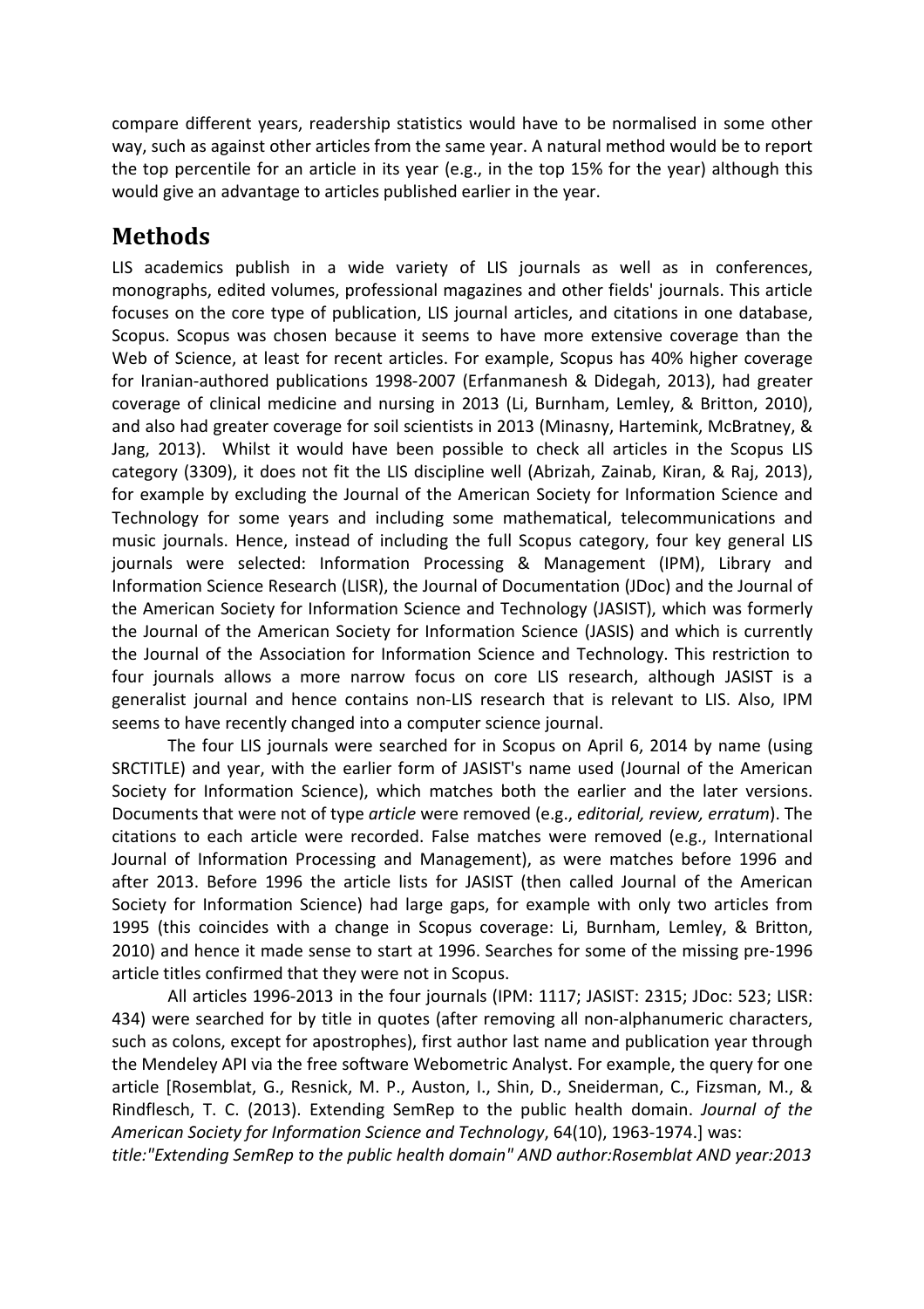compare different years, readership statistics would have to be normalised in some other way, such as against other articles from the same year. A natural method would be to report the top percentile for an article in its year (e.g., in the top 15% for the year) although this would give an advantage to articles published earlier in the year.

## Methods

LIS academics publish in a wide variety of LIS journals as well as in conferences, monographs, edited volumes, professional magazines and other fields' journals. This article focuses on the core type of publication, LIS journal articles, and citations in one database, Scopus. Scopus was chosen because it seems to have more extensive coverage than the Web of Science, at least for recent articles. For example, Scopus has 40% higher coverage for Iranian-authored publications 1998-2007 (Erfanmanesh & Didegah, 2013), had greater coverage of clinical medicine and nursing in 2013 (Li, Burnham, Lemley, & Britton, 2010), and also had greater coverage for soil scientists in 2013 (Minasny, Hartemink, McBratney, & Jang, 2013). Whilst it would have been possible to check all articles in the Scopus LIS category (3309), it does not fit the LIS discipline well (Abrizah, Zainab, Kiran, & Raj, 2013), for example by excluding the Journal of the American Society for Information Science and Technology for some years and including some mathematical, telecommunications and music journals. Hence, instead of including the full Scopus category, four key general LIS journals were selected: Information Processing & Management (IPM), Library and Information Science Research (LISR), the Journal of Documentation (JDoc) and the Journal of the American Society for Information Science and Technology (JASIST), which was formerly the Journal of the American Society for Information Science (JASIS) and which is currently the Journal of the Association for Information Science and Technology. This restriction to four journals allows a more narrow focus on core LIS research, although JASIST is a generalist journal and hence contains non-LIS research that is relevant to LIS. Also, IPM seems to have recently changed into a computer science journal.

The four LIS journals were searched for in Scopus on April 6, 2014 by name (using SRCTITLE) and year, with the earlier form of JASIST's name used (Journal of the American Society for Information Science), which matches both the earlier and the later versions. Documents that were not of type *article* were removed (e.g., *editorial, review, erratum*). The citations to each article were recorded. False matches were removed (e.g., International Journal of Information Processing and Management), as were matches before 1996 and after 2013. Before 1996 the article lists for JASIST (then called Journal of the American Society for Information Science) had large gaps, for example with only two articles from 1995 (this coincides with a change in Scopus coverage: Li, Burnham, Lemley, & Britton, 2010) and hence it made sense to start at 1996. Searches for some of the missing pre-1996 article titles confirmed that they were not in Scopus.

All articles 1996-2013 in the four journals (IPM: 1117; JASIST: 2315; JDoc: 523; LISR: 434) were searched for by title in quotes (after removing all non-alphanumeric characters, such as colons, except for apostrophes), first author last name and publication year through the Mendeley API via the free software Webometric Analyst. For example, the query for one article [Rosemblat, G., Resnick, M. P., Auston, I., Shin, D., Sneiderman, C., Fizsman, M., & Rindflesch, T. C. (2013). Extending SemRep to the public health domain. *Journal of the American Society for Information Science and Technology*, 64(10), 1963-1974.] was:
*title:"Extending SemRep to the public health domain" AND author:Rosemblat AND year:2013*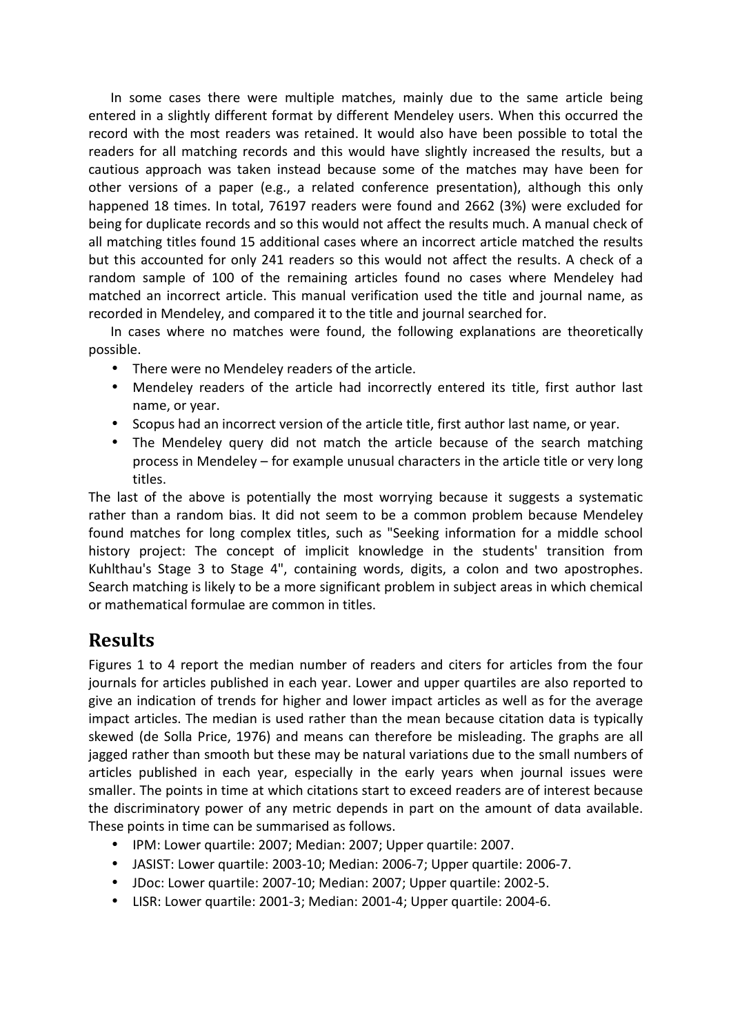In some cases there were multiple matches, mainly due to the same article being entered in a slightly different format by different Mendeley users. When this occurred the record with the most readers was retained. It would also have been possible to total the readers for all matching records and this would have slightly increased the results, but a cautious approach was taken instead because some of the matches may have been for other versions of a paper (e.g., a related conference presentation), although this only happened 18 times. In total, 76197 readers were found and 2662 (3%) were excluded for being for duplicate records and so this would not affect the results much. A manual check of all matching titles found 15 additional cases where an incorrect article matched the results but this accounted for only 241 readers so this would not affect the results. A check of a random sample of 100 of the remaining articles found no cases where Mendeley had matched an incorrect article. This manual verification used the title and journal name, as recorded in Mendeley, and compared it to the title and journal searched for.

In cases where no matches were found, the following explanations are theoretically possible.

- There were no Mendeley readers of the article.
- Mendeley readers of the article had incorrectly entered its title, first author last name, or year.
- Scopus had an incorrect version of the article title, first author last name, or year.
- The Mendeley query did not match the article because of the search matching process in Mendeley – for example unusual characters in the article title or very long titles.

The last of the above is potentially the most worrying because it suggests a systematic rather than a random bias. It did not seem to be a common problem because Mendeley found matches for long complex titles, such as "Seeking information for a middle school history project: The concept of implicit knowledge in the students' transition from Kuhlthau's Stage 3 to Stage 4", containing words, digits, a colon and two apostrophes. Search matching is likely to be a more significant problem in subject areas in which chemical or mathematical formulae are common in titles.

## Results

Figures 1 to 4 report the median number of readers and citers for articles from the four journals for articles published in each year. Lower and upper quartiles are also reported to give an indication of trends for higher and lower impact articles as well as for the average impact articles. The median is used rather than the mean because citation data is typically skewed (de Solla Price, 1976) and means can therefore be misleading. The graphs are all jagged rather than smooth but these may be natural variations due to the small numbers of articles published in each year, especially in the early years when journal issues were smaller. The points in time at which citations start to exceed readers are of interest because the discriminatory power of any metric depends in part on the amount of data available. These points in time can be summarised as follows.

- IPM: Lower quartile: 2007; Median: 2007; Upper quartile: 2007.
- JASIST: Lower quartile: 2003-10; Median: 2006-7; Upper quartile: 2006-7.
- JDoc: Lower quartile: 2007-10; Median: 2007; Upper quartile: 2002-5.
- LISR: Lower quartile: 2001-3; Median: 2001-4; Upper quartile: 2004-6.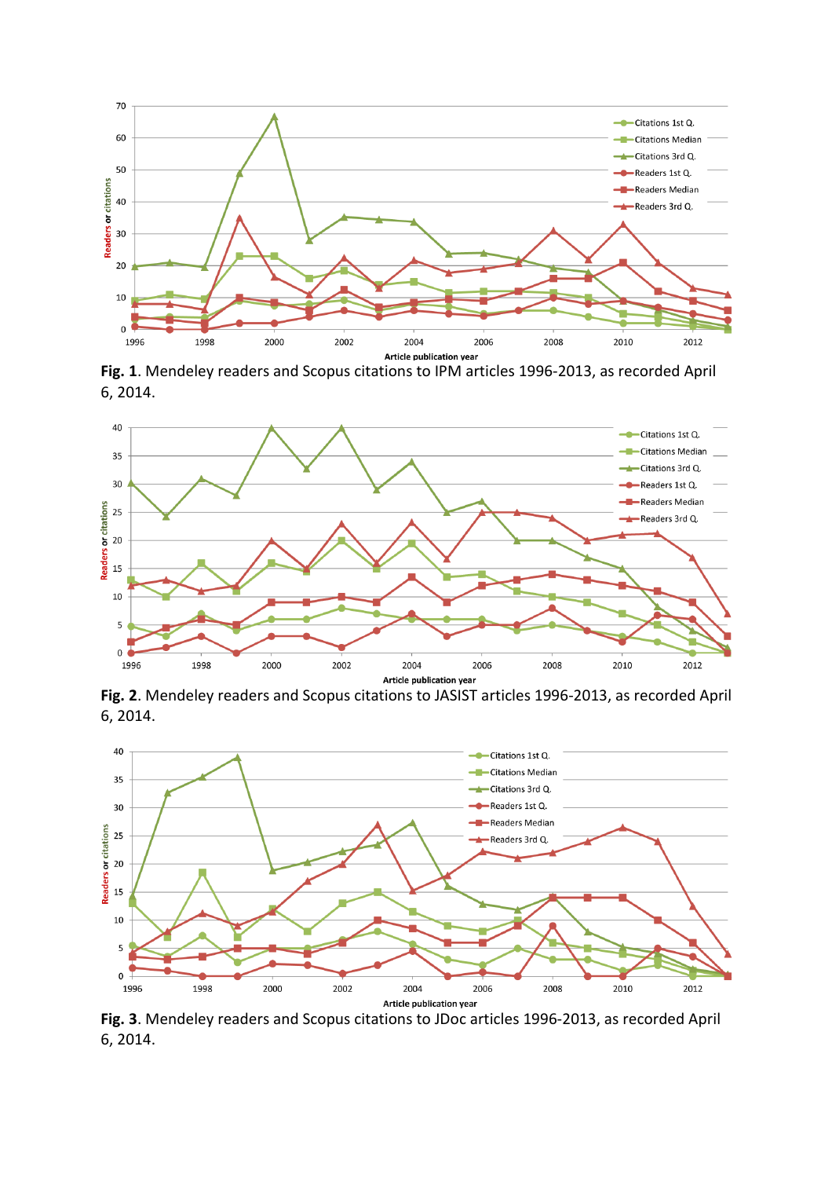Fig. 1. Mendeley readers and Scopus citations to IPM articles 1996-2013, as recorded April 6, 2014.

Fig. 2. Mendeley readers and Scopus citations to JASIST articles 1996-2013, as recorded April 6, 2014.

Fig. 3. Mendeley readers and Scopus citations to JDoc articles 1996-2013, as recorded April 6, 2014.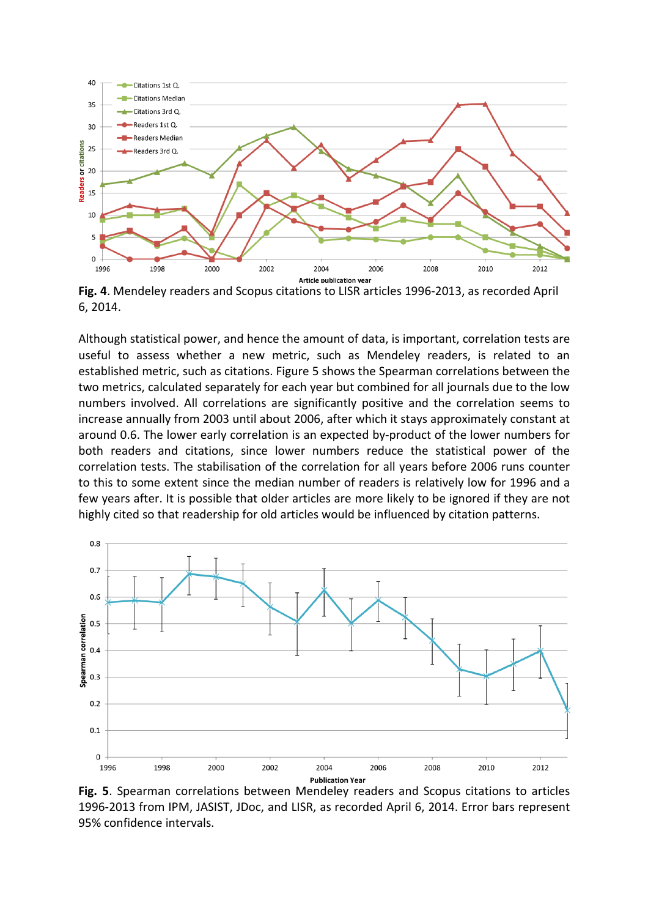**Fig. 4**. Mendeley readers and Scopus citations to LISR articles 1996-2013, as recorded April 6, 2014.

Although statistical power, and hence the amount of data, is important, correlation tests are useful to assess whether a new metric, such as Mendeley readers, is related to an established metric, such as citations. Figure 5 shows the Spearman correlations between the two metrics, calculated separately for each year but combined for all journals due to the low numbers involved. All correlations are significantly positive and the correlation seems to increase annually from 2003 until about 2006, after which it stays approximately constant at around 0.6. The lower early correlation is an expected by-product of the lower numbers for both readers and citations, since lower numbers reduce the statistical power of the correlation tests. The stabilisation of the correlation for all years before 2006 runs counter to this to some extent since the median number of readers is relatively low for 1996 and a few years after. It is possible that older articles are more likely to be ignored if they are not highly cited so that readership for old articles would be influenced by citation patterns.

**Fig. 5**. Spearman correlations between Mendeley readers and Scopus citations to articles 1996-2013 from IPM, JASIST, JDoc, and LISR, as recorded April 6, 2014. Error bars represent 95% confidence intervals.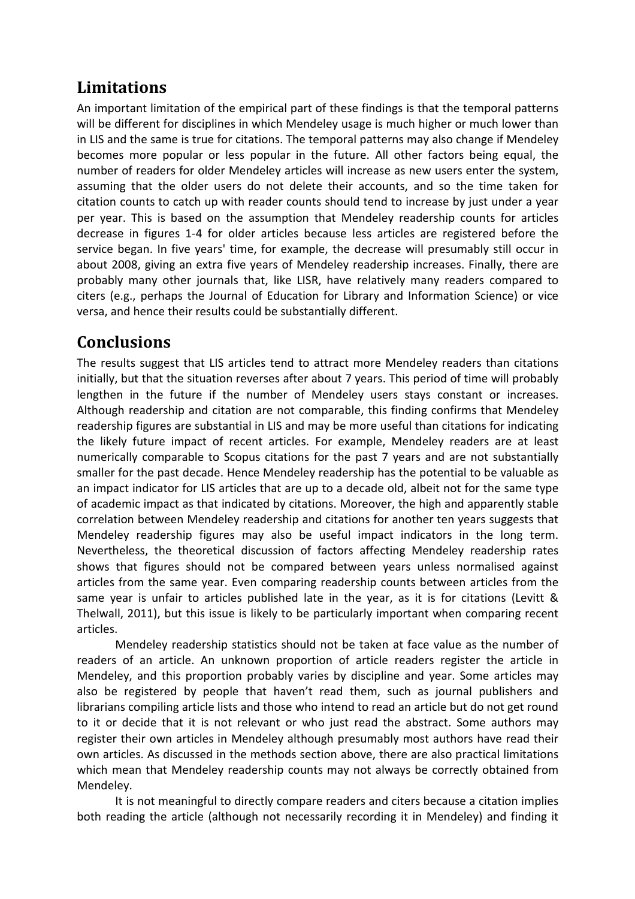## Limitations

An important limitation of the empirical part of these findings is that the temporal patterns will be different for disciplines in which Mendeley usage is much higher or much lower than in LIS and the same is true for citations. The temporal patterns may also change if Mendeley becomes more popular or less popular in the future. All other factors being equal, the number of readers for older Mendeley articles will increase as new users enter the system, assuming that the older users do not delete their accounts, and so the time taken for citation counts to catch up with reader counts should tend to increase by just under a year per year. This is based on the assumption that Mendeley readership counts for articles decrease in figures 1-4 for older articles because less articles are registered before the service began. In five years' time, for example, the decrease will presumably still occur in about 2008, giving an extra five years of Mendeley readership increases. Finally, there are probably many other journals that, like LISR, have relatively many readers compared to citers (e.g., perhaps the Journal of Education for Library and Information Science) or vice versa, and hence their results could be substantially different.

## Conclusions

The results suggest that LIS articles tend to attract more Mendeley readers than citations initially, but that the situation reverses after about 7 years. This period of time will probably lengthen in the future if the number of Mendeley users stays constant or increases. Although readership and citation are not comparable, this finding confirms that Mendeley readership figures are substantial in LIS and may be more useful than citations for indicating the likely future impact of recent articles. For example, Mendeley readers are at least numerically comparable to Scopus citations for the past 7 years and are not substantially smaller for the past decade. Hence Mendeley readership has the potential to be valuable as an impact indicator for LIS articles that are up to a decade old, albeit not for the same type of academic impact as that indicated by citations. Moreover, the high and apparently stable correlation between Mendeley readership and citations for another ten years suggests that Mendeley readership figures may also be useful impact indicators in the long term. Nevertheless, the theoretical discussion of factors affecting Mendeley readership rates shows that figures should not be compared between years unless normalised against articles from the same year. Even comparing readership counts between articles from the same year is unfair to articles published late in the year, as it is for citations (Levitt & Thelwall, 2011), but this issue is likely to be particularly important when comparing recent articles.

Mendeley readership statistics should not be taken at face value as the number of readers of an article. An unknown proportion of article readers register the article in Mendeley, and this proportion probably varies by discipline and year. Some articles may also be registered by people that haven't read them, such as journal publishers and librarians compiling article lists and those who intend to read an article but do not get round to it or decide that it is not relevant or who just read the abstract. Some authors may register their own articles in Mendeley although presumably most authors have read their own articles. As discussed in the methods section above, there are also practical limitations which mean that Mendeley readership counts may not always be correctly obtained from Mendeley.

It is not meaningful to directly compare readers and citers because a citation implies both reading the article (although not necessarily recording it in Mendeley) and finding it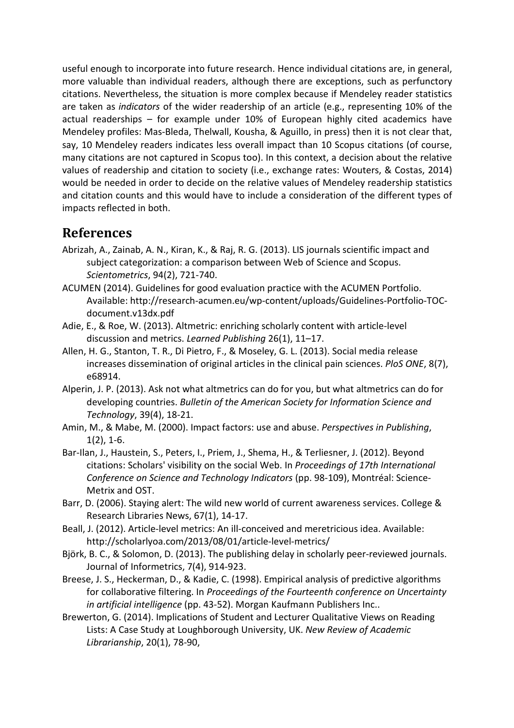useful enough to incorporate into future research. Hence individual citations are, in general, more valuable than individual readers, although there are exceptions, such as perfunctory citations. Nevertheless, the situation is more complex because if Mendeley reader statistics are taken as *indicators* of the wider readership of an article (e.g., representing 10% of the actual readerships – for example under 10% of European highly cited academics have Mendeley profiles: Mas-Bleda, Thelwall, Kousha, & Aguillo, in press) then it is not clear that, say, 10 Mendeley readers indicates less overall impact than 10 Scopus citations (of course, many citations are not captured in Scopus too). In this context, a decision about the relative values of readership and citation to society (i.e., exchange rates: Wouters, & Costas, 2014) would be needed in order to decide on the relative values of Mendeley readership statistics and citation counts and this would have to include a consideration of the different types of impacts reflected in both.

## References

Abrizah, A., Zainab, A. N., Kiran, K., & Raj, R. G. (2013). LIS journals scientific impact and subject categorization: a comparison between Web of Science and Scopus. *Scientometrics*, 94(2), 721-740.

ACUMEN (2014). Guidelines for good evaluation practice with the ACUMEN Portfolio. Available: http://research-acumen.eu/wp-content/uploads/Guidelines-Portfolio-TOC-document.v13dx.pdf

Adie, E., & Roe, W. (2013). Altmetric: enriching scholarly content with article-level discussion and metrics. *Learned Publishing* 26(1), 11–17.

Allen, H. G., Stanton, T. R., Di Pietro, F., & Moseley, G. L. (2013). Social media release increases dissemination of original articles in the clinical pain sciences. *PloS ONE*, 8(7), e68914.

Alperin, J. P. (2013). Ask not what altmetrics can do for you, but what altmetrics can do for developing countries. *Bulletin of the American Society for Information Science and Technology*, 39(4), 18-21.

Amin, M., & Mabe, M. (2000). Impact factors: use and abuse. *Perspectives in Publishing*, 1(2), 1-6.

Bar-Ilan, J., Haustein, S., Peters, I., Priem, J., Shema, H., & Terliesner, J. (2012). Beyond citations: Scholars' visibility on the social Web. In *Proceedings of 17th International Conference on Science and Technology Indicators* (pp. 98-109), Montréal: Science-Metrix and OST.

Barr, D. (2006). Staying alert: The wild new world of current awareness services. College & Research Libraries News, 67(1), 14-17.

Beall, J. (2012). Article-level metrics: An ill-conceived and meretricious idea. Available: http://scholarlyoa.com/2013/08/01/article-level-metrics/

Björk, B. C., & Solomon, D. (2013). The publishing delay in scholarly peer-reviewed journals. Journal of Informetrics, 7(4), 914-923.

Breese, J. S., Heckerman, D., & Kadie, C. (1998). Empirical analysis of predictive algorithms for collaborative filtering. In *Proceedings of the Fourteenth conference on Uncertainty in artificial intelligence* (pp. 43-52). Morgan Kaufmann Publishers Inc..

Brewerton, G. (2014). Implications of Student and Lecturer Qualitative Views on Reading Lists: A Case Study at Loughborough University, UK. *New Review of Academic Librarianship*, 20(1), 78-90,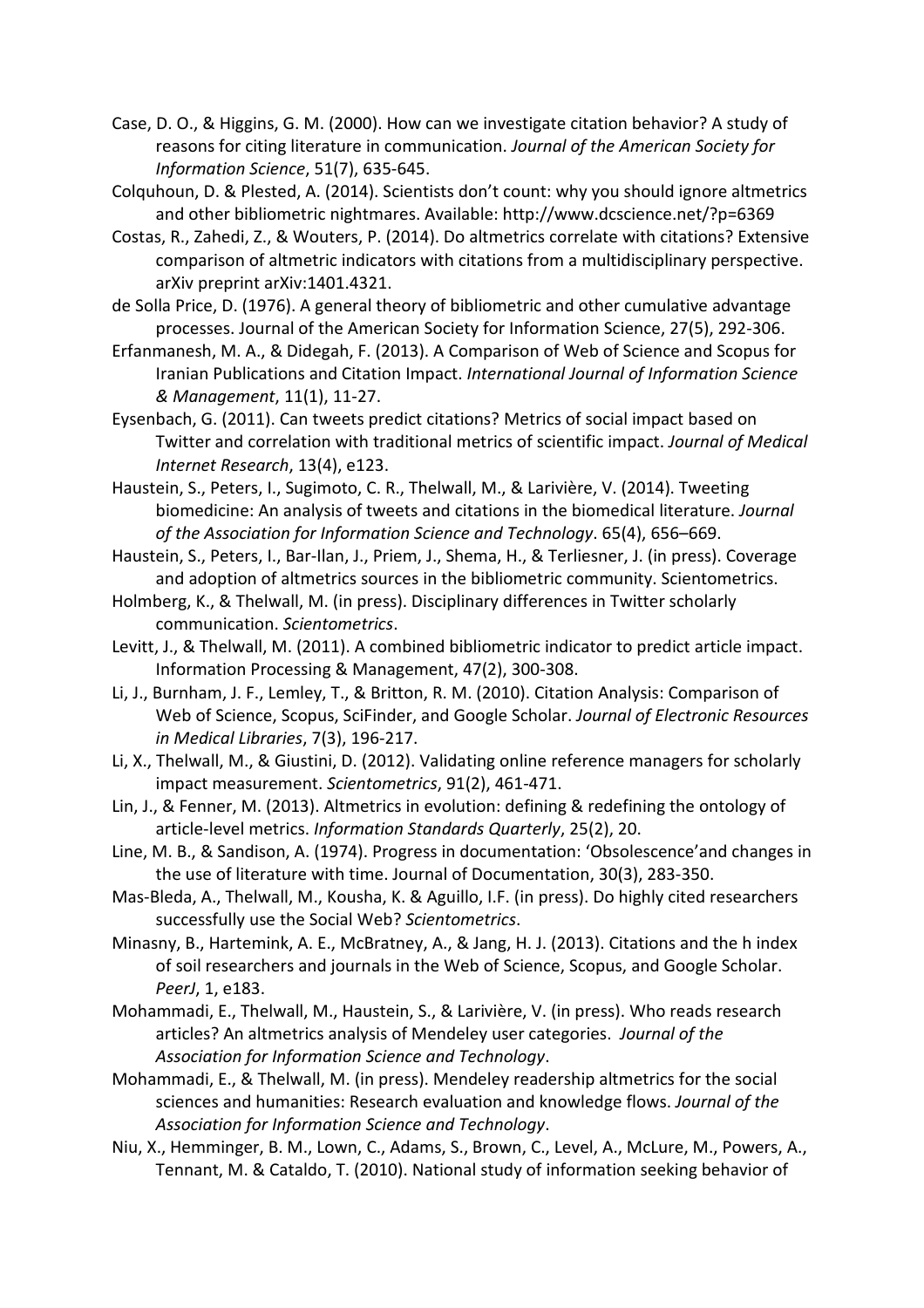Case, D. O., & Higgins, G. M. (2000). How can we investigate citation behavior? A study of reasons for citing literature in communication. *Journal of the American Society for Information Science*, 51(7), 635-645.

Colquhoun, D. & Plested, A. (2014). Scientists don't count: why you should ignore altmetrics and other bibliometric nightmares. Available: http://www.dcscience.net/?p=6369

Costas, R., Zahedi, Z., & Wouters, P. (2014). Do altmetrics correlate with citations? Extensive comparison of altmetric indicators with citations from a multidisciplinary perspective. arXiv preprint arXiv:1401.4321.

de Solla Price, D. (1976). A general theory of bibliometric and other cumulative advantage processes. Journal of the American Society for Information Science, 27(5), 292-306.

Erfanmanesh, M. A., & Didegah, F. (2013). A Comparison of Web of Science and Scopus for Iranian Publications and Citation Impact. *International Journal of Information Science & Management*, 11(1), 11-27.

Eysenbach, G. (2011). Can tweets predict citations? Metrics of social impact based on Twitter and correlation with traditional metrics of scientific impact. *Journal of Medical Internet Research*, 13(4), e123.

Haustein, S., Peters, I., Sugimoto, C. R., Thelwall, M., & Larivière, V. (2014). Tweeting biomedicine: An analysis of tweets and citations in the biomedical literature. *Journal of the Association for Information Science and Technology*. 65(4), 656–669.

Haustein, S., Peters, I., Bar-Ilan, J., Priem, J., Shema, H., & Terliesner, J. (in press). Coverage and adoption of altmetrics sources in the bibliometric community. Scientometrics.

Holmberg, K., & Thelwall, M. (in press). Disciplinary differences in Twitter scholarly communication. *Scientometrics*.

Levitt, J., & Thelwall, M. (2011). A combined bibliometric indicator to predict article impact. Information Processing & Management, 47(2), 300-308.

Li, J., Burnham, J. F., Lemley, T., & Britton, R. M. (2010). Citation Analysis: Comparison of Web of Science, Scopus, SciFinder, and Google Scholar. *Journal of Electronic Resources in Medical Libraries*, 7(3), 196-217.

Li, X., Thelwall, M., & Giustini, D. (2012). Validating online reference managers for scholarly impact measurement. *Scientometrics*, 91(2), 461-471.

Lin, J., & Fenner, M. (2013). Altmetrics in evolution: defining & redefining the ontology of article-level metrics. *Information Standards Quarterly*, 25(2), 20.

Line, M. B., & Sandison, A. (1974). Progress in documentation: 'Obsolescence'and changes in the use of literature with time. Journal of Documentation, 30(3), 283-350.

Mas-Bleda, A., Thelwall, M., Kousha, K. & Aguillo, I.F. (in press). Do highly cited researchers successfully use the Social Web? *Scientometrics*.

Minasny, B., Hartemink, A. E., McBratney, A., & Jang, H. J. (2013). Citations and the h index of soil researchers and journals in the Web of Science, Scopus, and Google Scholar. *PeerJ*, 1, e183.

Mohammadi, E., Thelwall, M., Haustein, S., & Larivière, V. (in press). Who reads research articles? An altmetrics analysis of Mendeley user categories. *Journal of the Association for Information Science and Technology*.

Mohammadi, E., & Thelwall, M. (in press). Mendeley readership altmetrics for the social sciences and humanities: Research evaluation and knowledge flows. *Journal of the Association for Information Science and Technology*.

Niu, X., Hemminger, B. M., Lown, C., Adams, S., Brown, C., Level, A., McLure, M., Powers, A., Tennant, M. & Cataldo, T. (2010). National study of information seeking behavior of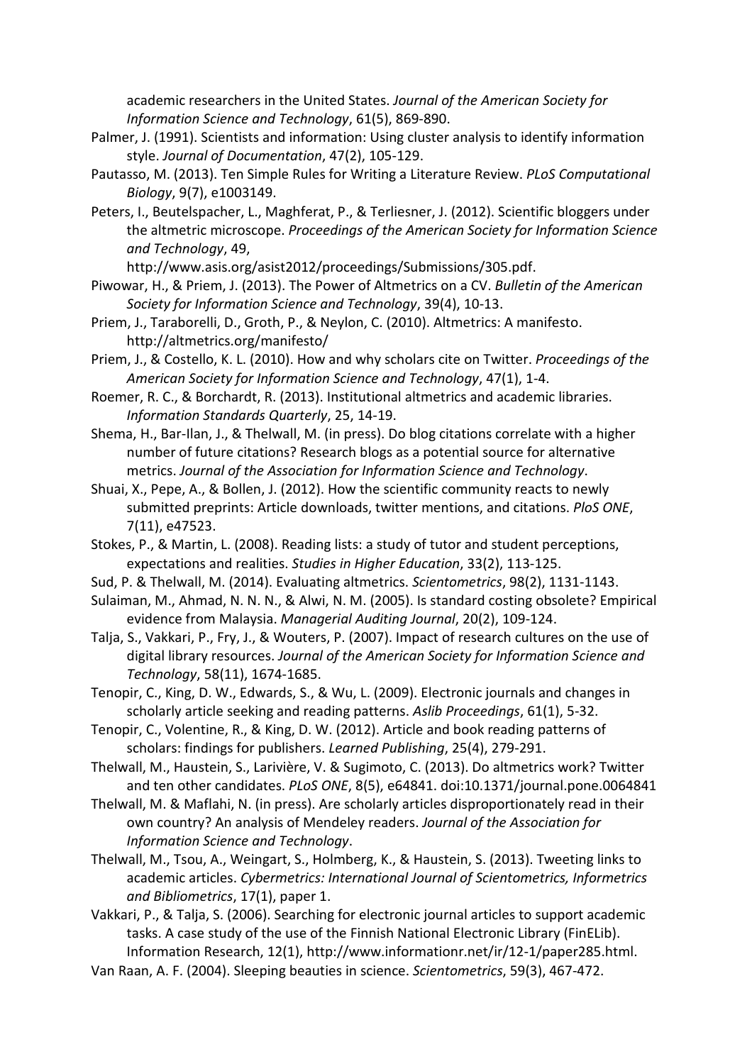academic researchers in the United States. *Journal of the American Society for Information Science and Technology*, 61(5), 869-890.

Palmer, J. (1991). Scientists and information: Using cluster analysis to identify information style. *Journal of Documentation*, 47(2), 105-129.

Pautasso, M. (2013). Ten Simple Rules for Writing a Literature Review. *PLoS Computational Biology*, 9(7), e1003149.

Peters, I., Beutelspacher, L., Maghferat, P., & Terliesner, J. (2012). Scientific bloggers under the altmetric microscope. *Proceedings of the American Society for Information Science and Technology*, 49, http://www.asis.org/asist2012/proceedings/Submissions/305.pdf.

Piwowar, H., & Priem, J. (2013). The Power of Altmetrics on a CV. *Bulletin of the American Society for Information Science and Technology*, 39(4), 10-13.

Priem, J., Taraborelli, D., Groth, P., & Neylon, C. (2010). Altmetrics: A manifesto. http://altmetrics.org/manifesto/

Priem, J., & Costello, K. L. (2010). How and why scholars cite on Twitter. *Proceedings of the American Society for Information Science and Technology*, 47(1), 1-4.

Roemer, R. C., & Borchardt, R. (2013). Institutional altmetrics and academic libraries. *Information Standards Quarterly*, 25, 14-19.

Shema, H., Bar-Ilan, J., & Thelwall, M. (in press). Do blog citations correlate with a higher number of future citations? Research blogs as a potential source for alternative metrics. *Journal of the Association for Information Science and Technology*.

Shuai, X., Pepe, A., & Bollen, J. (2012). How the scientific community reacts to newly submitted preprints: Article downloads, twitter mentions, and citations. *PloS ONE*, 7(11), e47523.

Stokes, P., & Martin, L. (2008). Reading lists: a study of tutor and student perceptions, expectations and realities. *Studies in Higher Education*, 33(2), 113-125.

Sud, P. & Thelwall, M. (2014). Evaluating altmetrics. *Scientometrics*, 98(2), 1131-1143.

Sulaiman, M., Ahmad, N. N. N., & Alwi, N. M. (2005). Is standard costing obsolete? Empirical evidence from Malaysia. *Managerial Auditing Journal*, 20(2), 109-124.

Talja, S., Vakkari, P., Fry, J., & Wouters, P. (2007). Impact of research cultures on the use of digital library resources. *Journal of the American Society for Information Science and Technology*, 58(11), 1674-1685.

Tenopir, C., King, D. W., Edwards, S., & Wu, L. (2009). Electronic journals and changes in scholarly article seeking and reading patterns. *Aslib Proceedings*, 61(1), 5-32.

Tenopir, C., Volentine, R., & King, D. W. (2012). Article and book reading patterns of scholars: findings for publishers. *Learned Publishing*, 25(4), 279-291.

Thelwall, M., Haustein, S., Larivière, V. & Sugimoto, C. (2013). Do altmetrics work? Twitter and ten other candidates. *PLoS ONE*, 8(5), e64841. doi:10.1371/journal.pone.0064841

Thelwall, M. & Maflahi, N. (in press). Are scholarly articles disproportionately read in their own country? An analysis of Mendeley readers. *Journal of the Association for Information Science and Technology*.

Thelwall, M., Tsou, A., Weingart, S., Holmberg, K., & Haustein, S. (2013). Tweeting links to academic articles. *Cybermetrics: International Journal of Scientometrics, Informetrics and Bibliometrics*, 17(1), paper 1.

Vakkari, P., & Talja, S. (2006). Searching for electronic journal articles to support academic tasks. A case study of the use of the Finnish National Electronic Library (FinELib). Information Research, 12(1), http://www.informationr.net/ir/12-1/paper285.html.

Van Raan, A. F. (2004). Sleeping beauties in science. *Scientometrics*, 59(3), 467-472.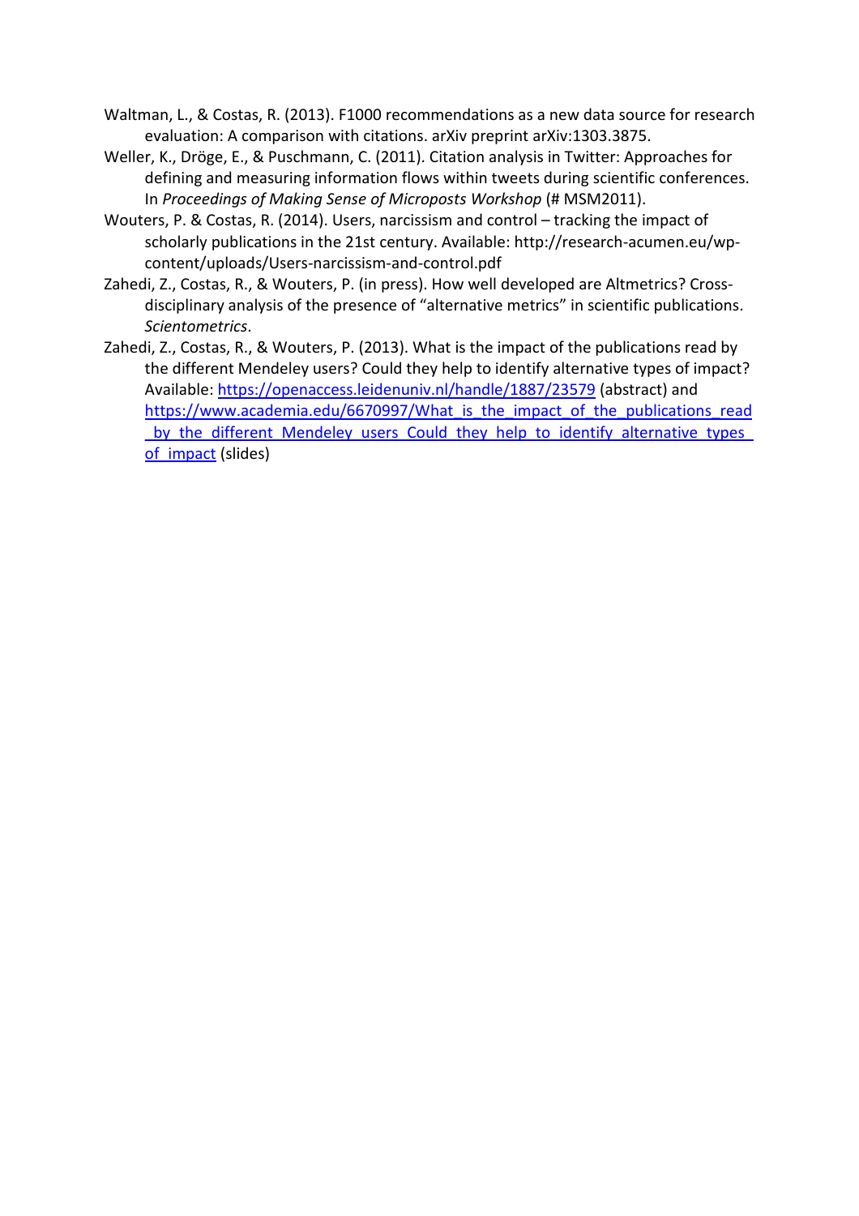Waltman, L., & Costas, R. (2013). F1000 recommendations as a new data source for research evaluation: A comparison with citations. arXiv preprint arXiv:1303.3875.

Weller, K., Dröge, E., & Puschmann, C. (2011). Citation analysis in Twitter: Approaches for defining and measuring information flows within tweets during scientific conferences. In *Proceedings of Making Sense of Microposts Workshop* (# MSM2011).

Wouters, P. & Costas, R. (2014). Users, narcissism and control – tracking the impact of scholarly publications in the 21st century. Available: http://research-acumen.eu/wp-content/uploads/Users-narcissism-and-control.pdf

Zahedi, Z., Costas, R., & Wouters, P. (in press). How well developed are Altmetrics? Cross-disciplinary analysis of the presence of "alternative metrics" in scientific publications. *Scientometrics*.

Zahedi, Z., Costas, R., & Wouters, P. (2013). What is the impact of the publications read by the different Mendeley users? Could they help to identify alternative types of impact? Available: https://openaccess.leidenuniv.nl/handle/1887/23579 (abstract) and https://www.academia.edu/6670997/What_is_the_impact_of_the_publications_read_by_the_different_Mendeley_users_Could_they_help_to_identify_alternative_types_of_impact (slides)